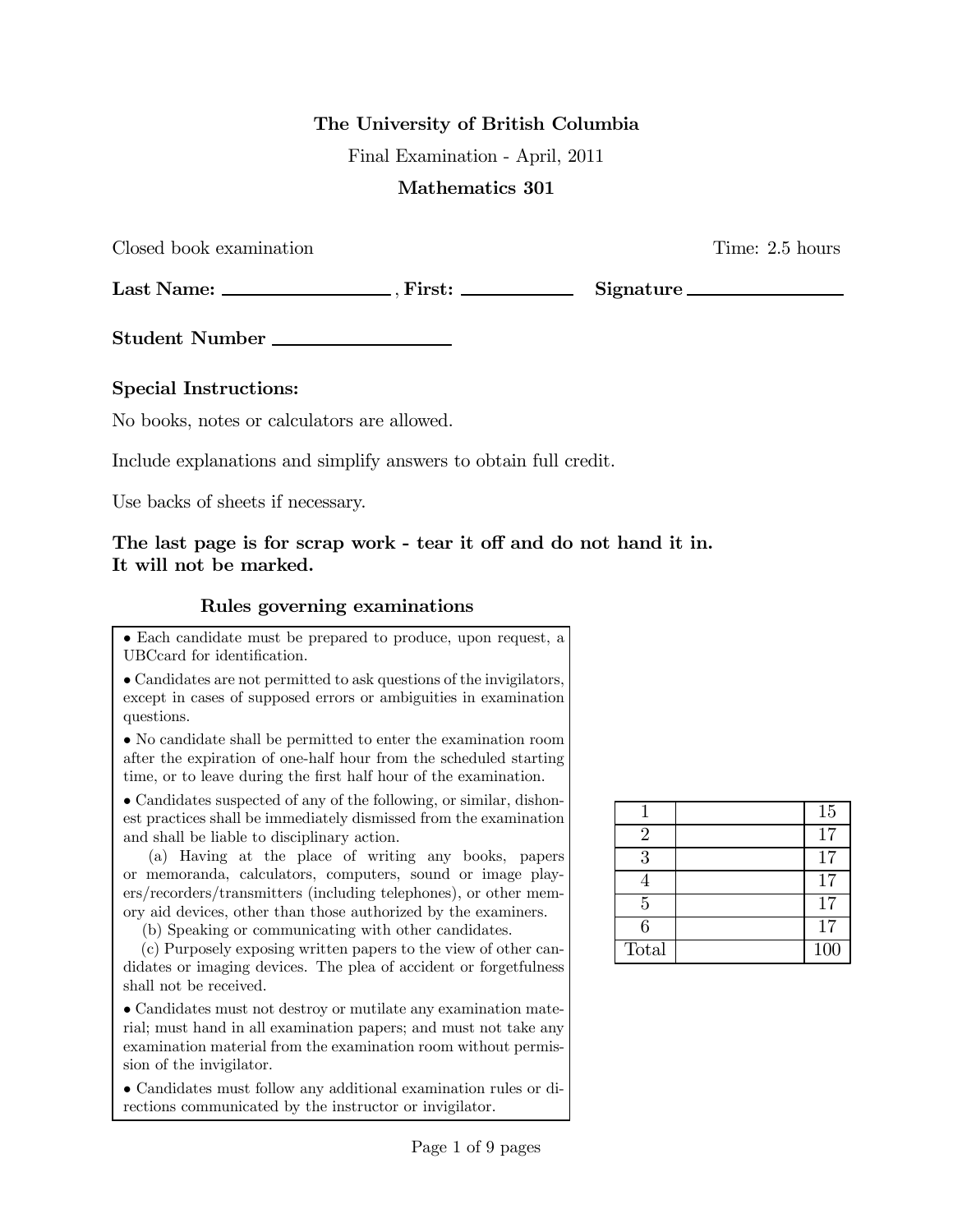**The University of British Columbia**

Final Examination - April, 2011

**Mathematics 301**

Closed book examination Time: 2.5 hours

**Last Name:** \_\_\_\_\_\_\_\_\_\_\_\_\_\_\_\_ , **First:** \_\_\_\_\_\_\_\_\_\_\_ **Signature** \_\_\_\_\_\_\_\_\_\_\_\_\_\_\_

**Student Number** \_\_\_\_\_\_\_\_\_\_\_\_\_\_\_\_\_

**Special Instructions:**

No books, notes or calculators are allowed.

Include explanations and simplify answers to obtain full credit.

Use backs of sheets if necessary.

**The last page is for scrap work - tear it off and do not hand it in.**
**It will not be marked.**

### Rules governing examinations

- Each candidate must be prepared to produce, upon request, a UBCcard for identification.
- Candidates are not permitted to ask questions of the invigilators, except in cases of supposed errors or ambiguities in examination questions.
- No candidate shall be permitted to enter the examination room after the expiration of one-half hour from the scheduled starting time, or to leave during the first half hour of the examination.
- Candidates suspected of any of the following, or similar, dishonest practices shall be immediately dismissed from the examination and shall be liable to disciplinary action.
  (a) Having at the place of writing any books, papers or memoranda, calculators, computers, sound or image players/recorders/transmitters (including telephones), or other memory aid devices, other than those authorized by the examiners.
  (b) Speaking or communicating with other candidates.
  (c) Purposely exposing written papers to the view of other candidates or imaging devices. The plea of accident or forgetfulness shall not be received.
- Candidates must not destroy or mutilate any examination material; must hand in all examination papers; and must not take any examination material from the examination room without permission of the invigilator.
- Candidates must follow any additional examination rules or directions communicated by the instructor or invigilator.

| | | |
|---|---|---|
| 1 | | 15 |
| 2 | | 17 |
| 3 | | 17 |
| 4 | | 17 |
| 5 | | 17 |
| 6 | | 17 |
| Total | | 100 |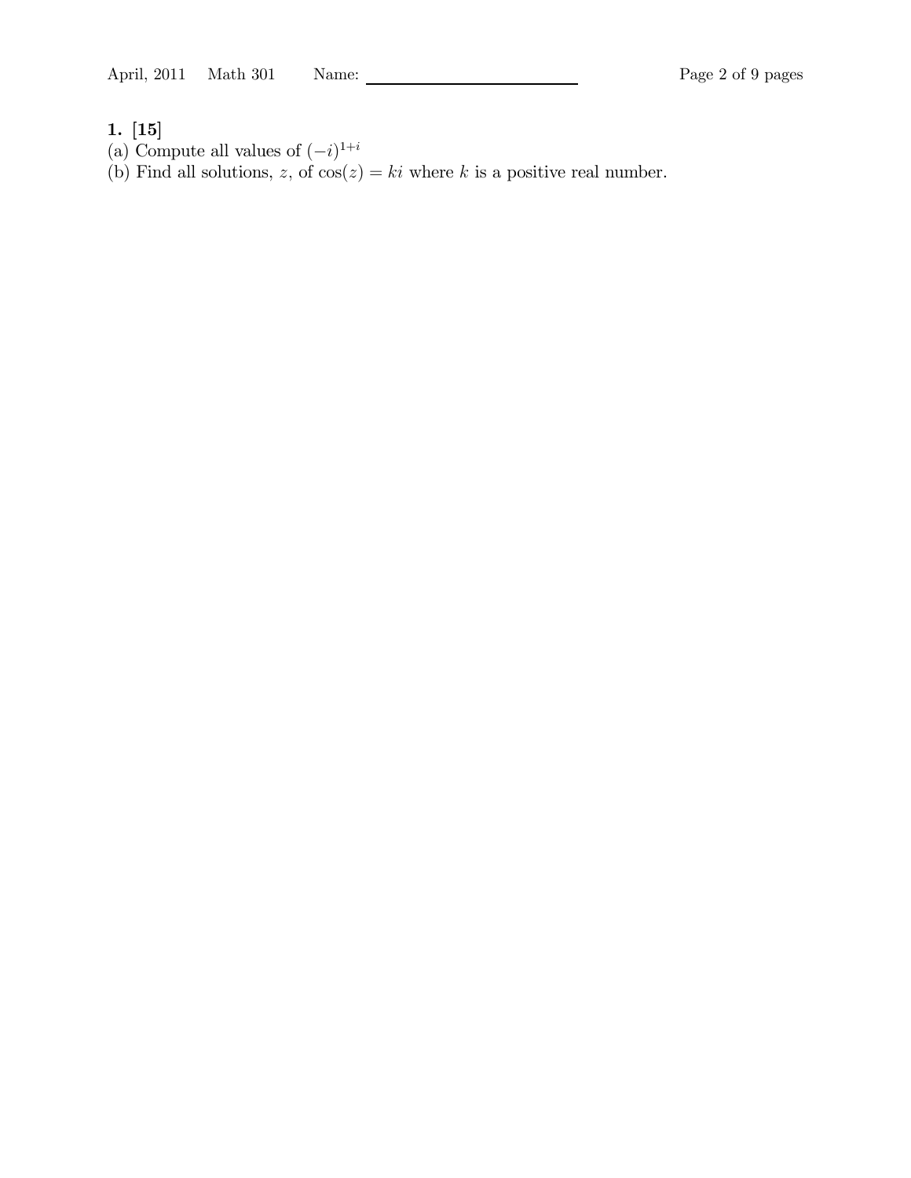**1. [15]**

(a) Compute all values of $(-i)^{1+i}$

(b) Find all solutions, $z$, of $\cos(z) = ki$ where $k$ is a positive real number.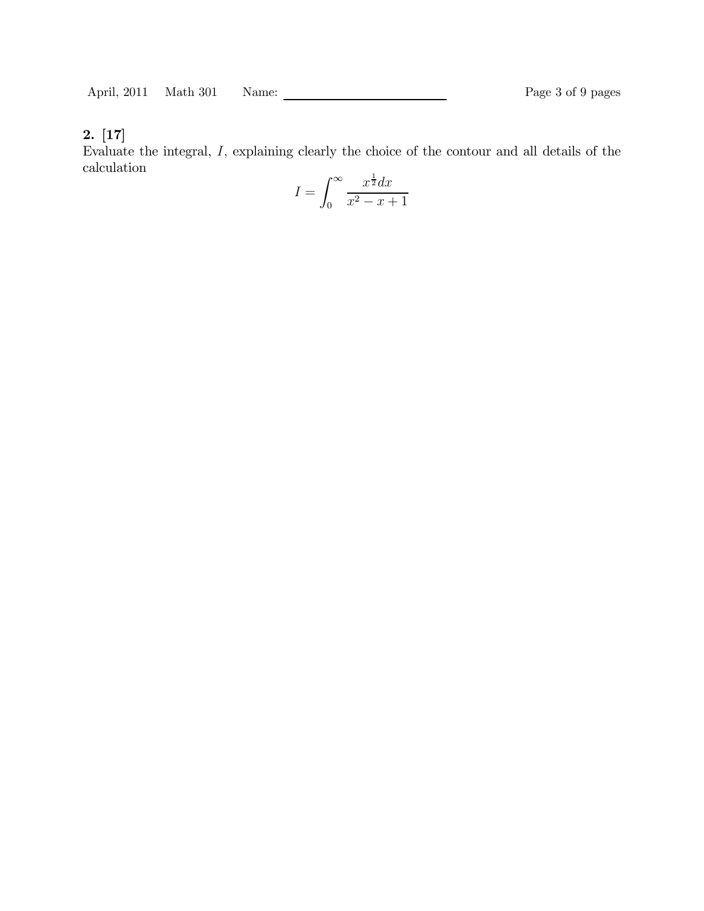**2. [17]**

Evaluate the integral, $I$, explaining clearly the choice of the contour and all details of the calculation

$$I = \int_0^\infty \frac{x^{\frac{1}{2}} dx}{x^2 - x + 1}$$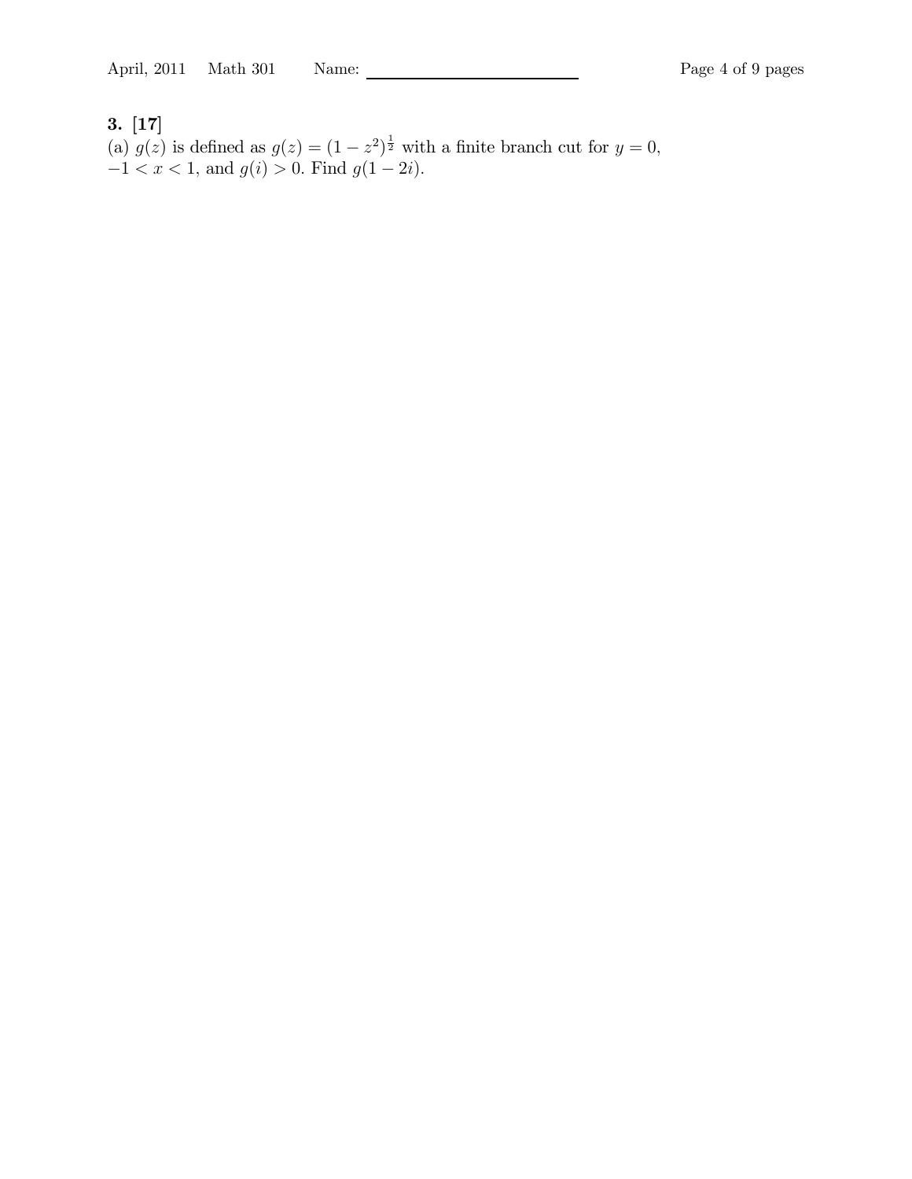**3. [17]**

(a) $g(z)$ is defined as $g(z) = (1 - z^2)^{\frac{1}{2}}$ with a finite branch cut for $y = 0$, $-1 < x < 1$, and $g(i) > 0$. Find $g(1 - 2i)$.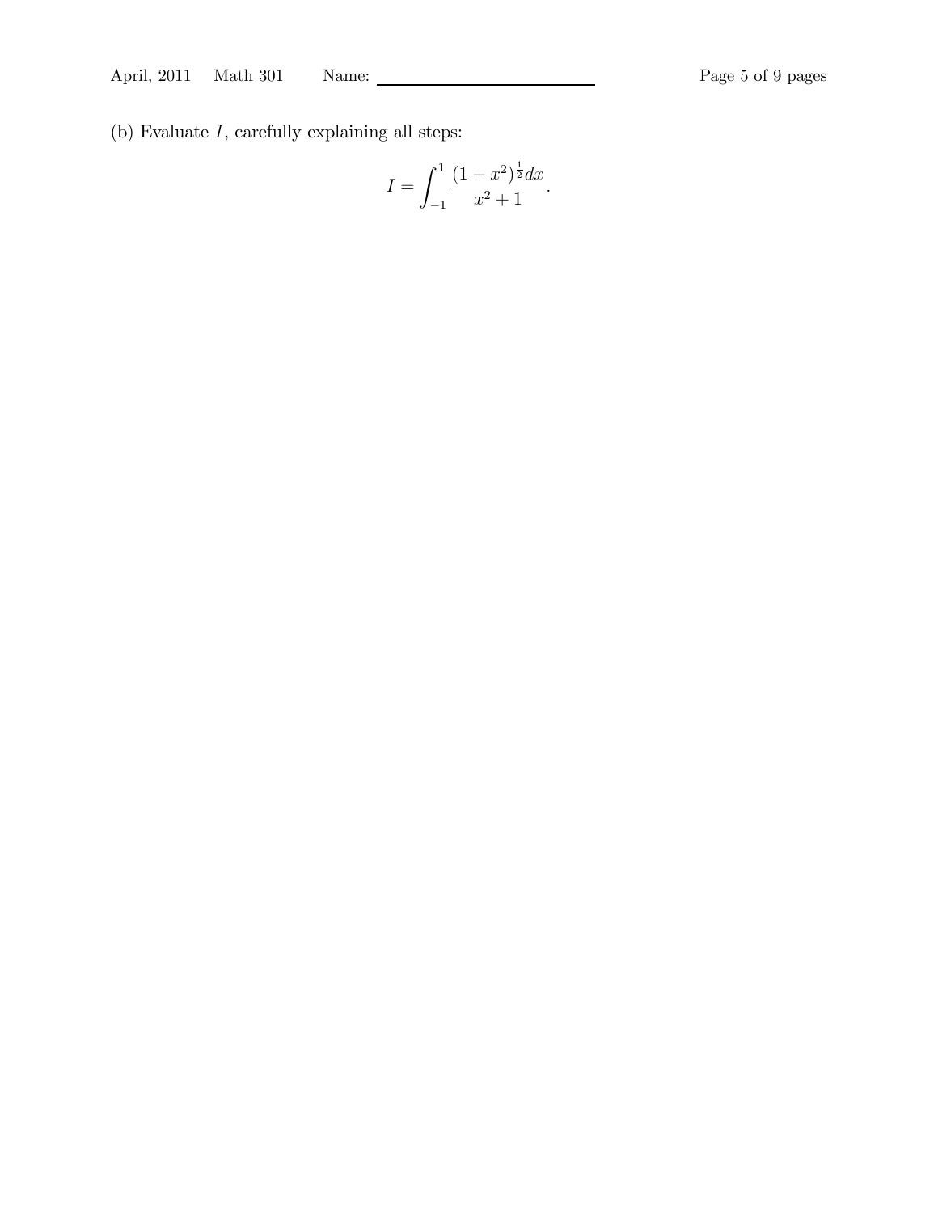(b) Evaluate $I$, carefully explaining all steps:

$$I = \int_{-1}^{1} \frac{(1-x^2)^{\frac{1}{2}} dx}{x^2+1}.$$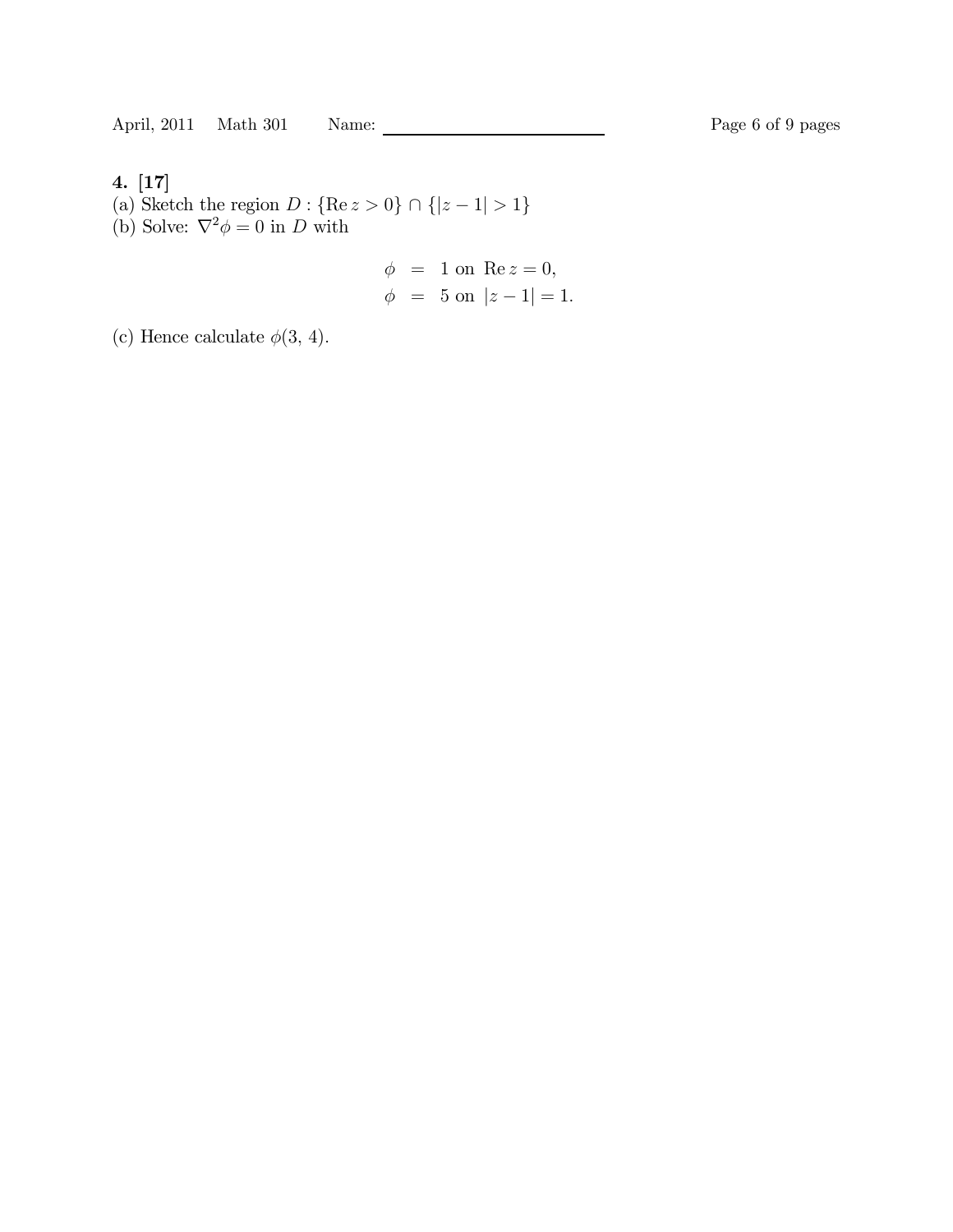**4. [17]**

(a) Sketch the region $D : \{\text{Re}\, z > 0\} \cap \{|z - 1| > 1\}$

(b) Solve: $\nabla^2 \phi = 0$ in $D$ with

$$
\begin{aligned}
\phi &= 1 \text{ on } \text{Re}\, z = 0, \\
\phi &= 5 \text{ on } |z - 1| = 1.
\end{aligned}
$$

(c) Hence calculate $\phi(3, 4)$.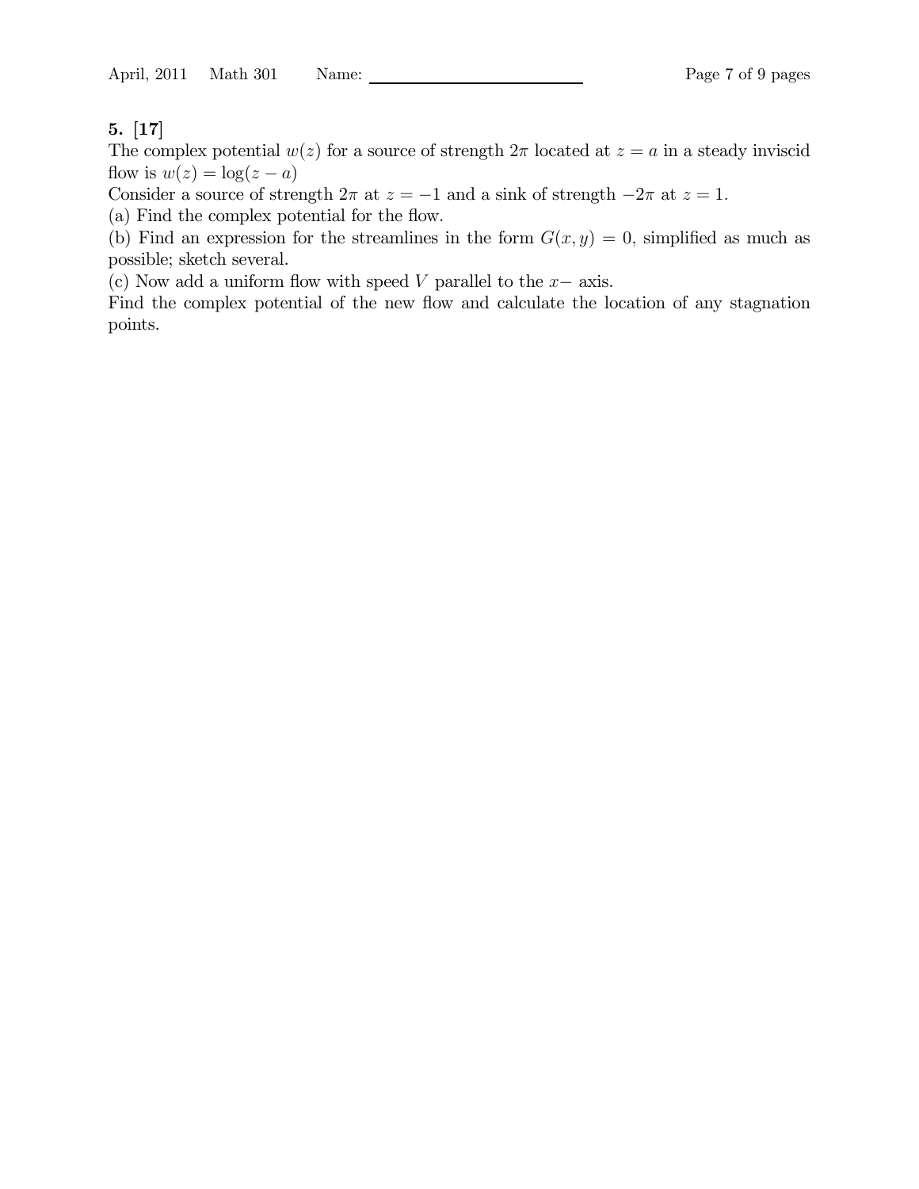**5. [17]**

The complex potential $w(z)$ for a source of strength $2\pi$ located at $z = a$ in a steady inviscid flow is $w(z) = \log(z - a)$

Consider a source of strength $2\pi$ at $z = -1$ and a sink of strength $-2\pi$ at $z = 1$.

(a) Find the complex potential for the flow.

(b) Find an expression for the streamlines in the form $G(x, y) = 0$, simplified as much as possible; sketch several.

(c) Now add a uniform flow with speed $V$ parallel to the $x-$ axis.

Find the complex potential of the new flow and calculate the location of any stagnation points.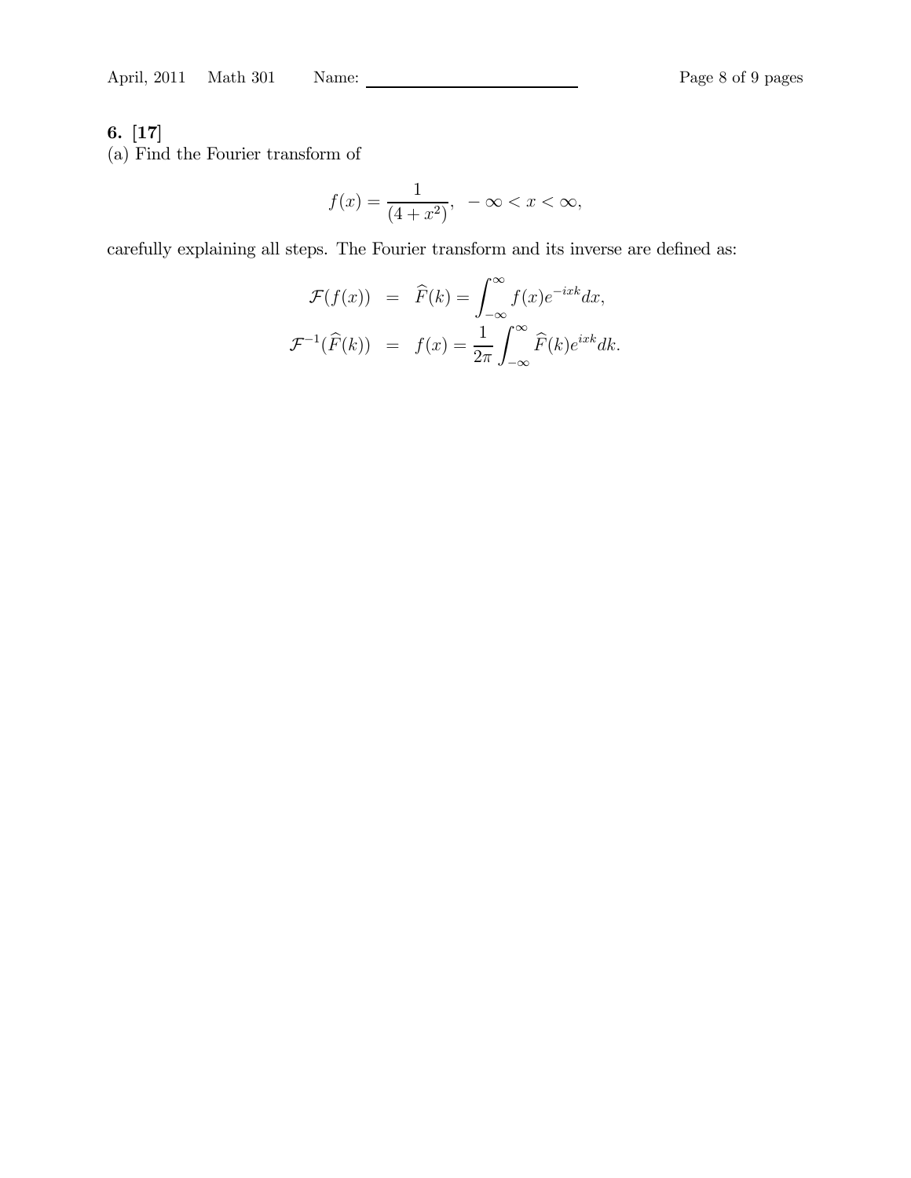**6. [17]**

(a) Find the Fourier transform of

$$f(x) = \frac{1}{(4+x^2)}, \quad -\infty < x < \infty,$$

carefully explaining all steps. The Fourier transform and its inverse are defined as:

$$\begin{aligned}
\mathcal{F}(f(x)) &= \widehat{F}(k) = \int_{-\infty}^{\infty} f(x) e^{-ixk} dx, \\
\mathcal{F}^{-1}(\widehat{F}(k)) &= f(x) = \frac{1}{2\pi} \int_{-\infty}^{\infty} \widehat{F}(k) e^{ixk} dk.
\end{aligned}$$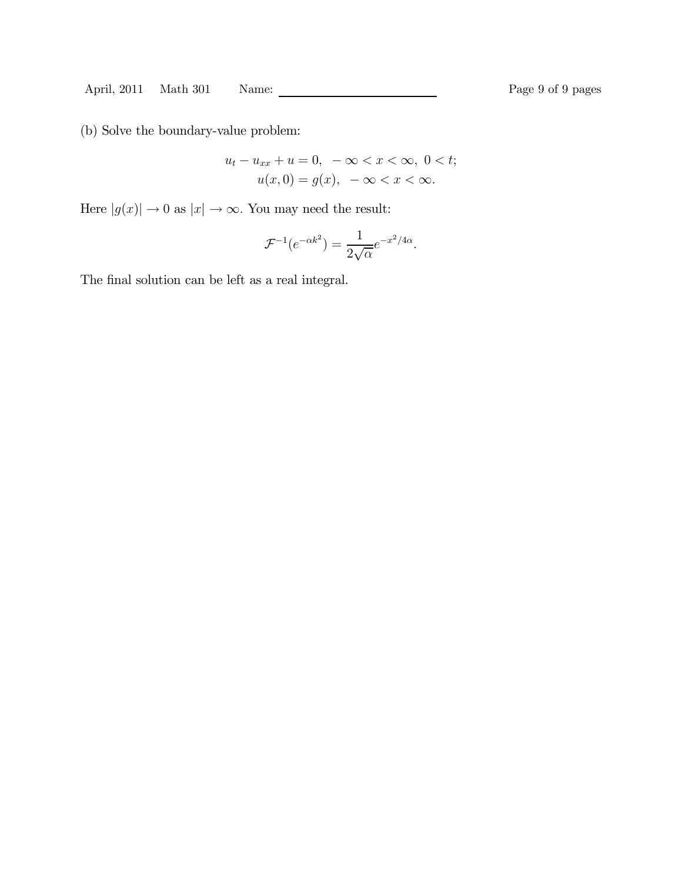(b) Solve the boundary-value problem:

$$u_t - u_{xx} + u = 0, \quad -\infty < x < \infty, \ 0 < t;$$
$$u(x,0) = g(x), \quad -\infty < x < \infty.$$

Here $|g(x)| \to 0$ as $|x| \to \infty$. You may need the result:

$$\mathcal{F}^{-1}(e^{-\alpha k^2}) = \frac{1}{2\sqrt{\alpha}} e^{-x^2/4\alpha}.$$

The final solution can be left as a real integral.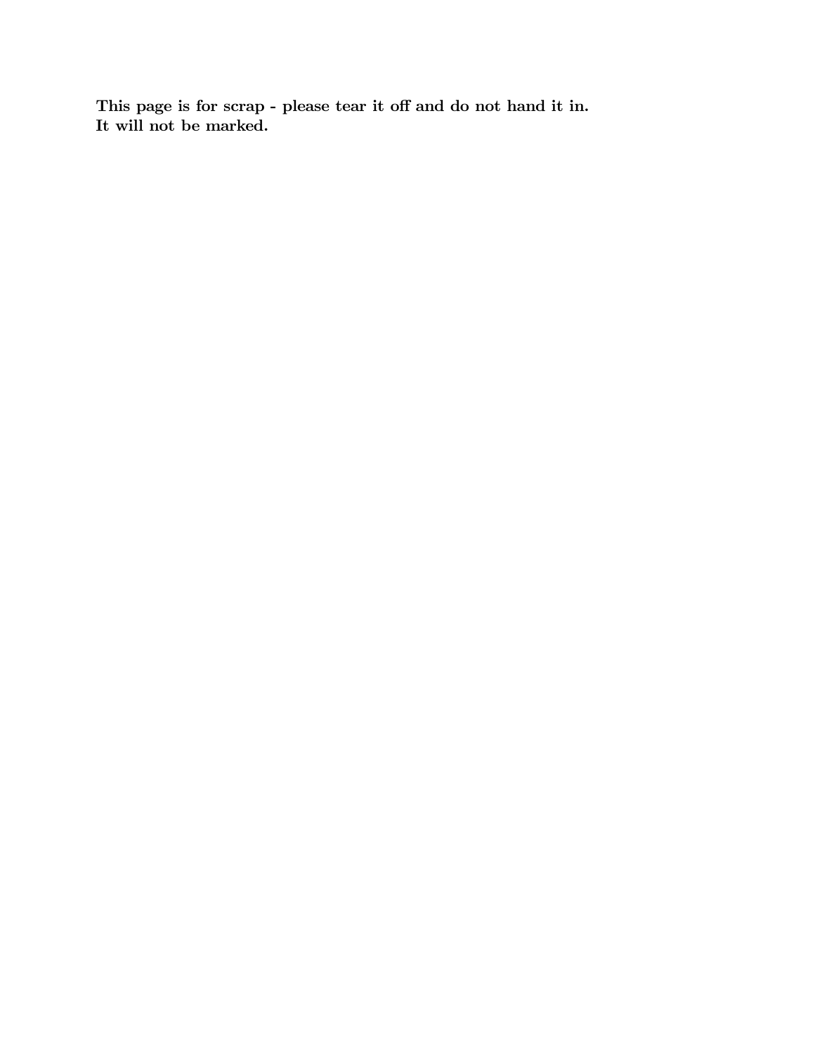**This page is for scrap - please tear it off and do not hand it in.**
**It will not be marked.**